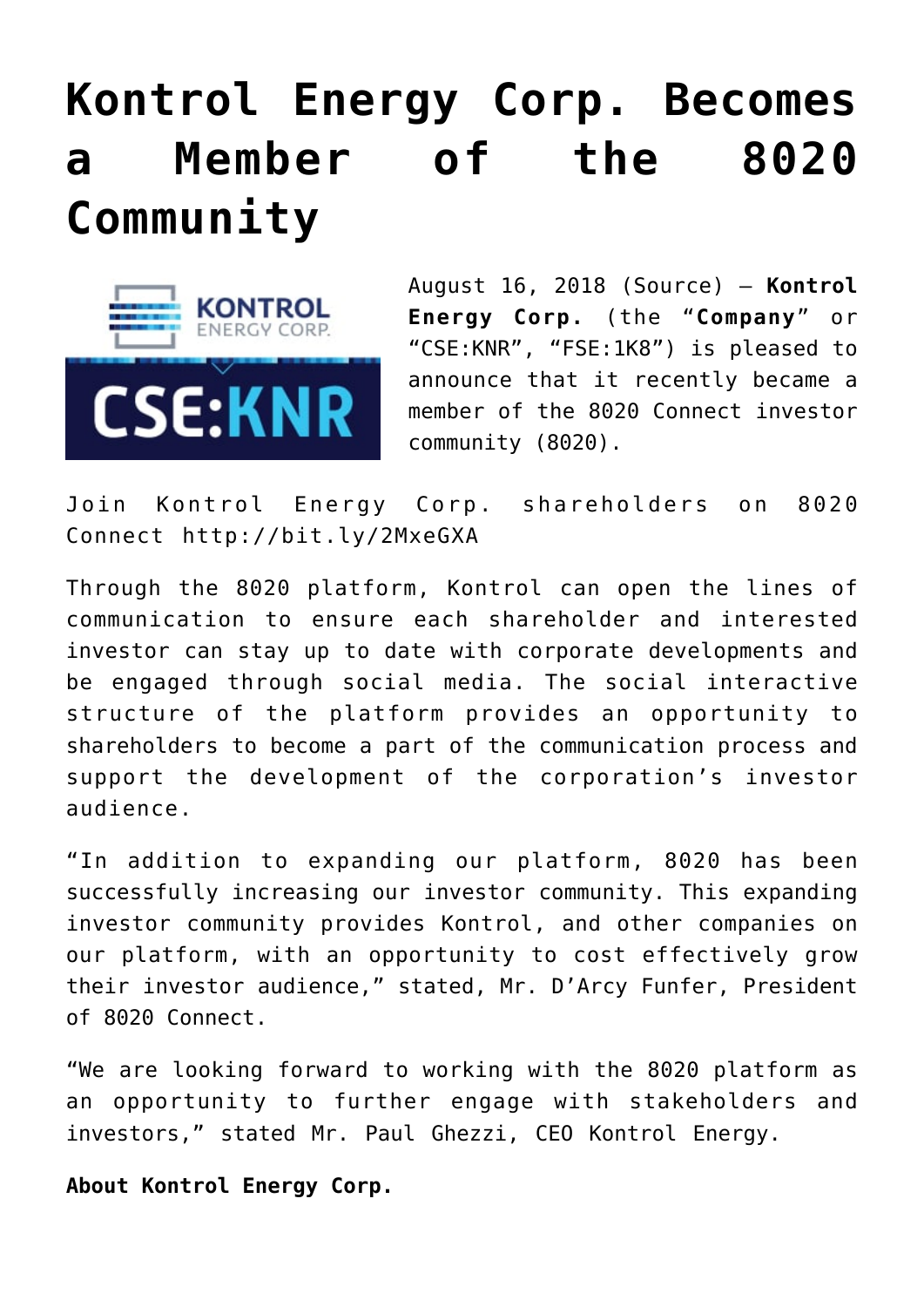# Kontrol Energy Corp. Becomes a Member of the 8020 Community

August 16, 2018 (Source) — **Kontrol Energy Corp.** (the "**Company**" or "CSE:KNR", "FSE:1K8") is pleased to announce that it recently became a member of the 8020 Connect investor community (8020).

Join Kontrol Energy Corp. shareholders on 8020 Connect http://bit.ly/2MxeGXA

Through the 8020 platform, Kontrol can open the lines of communication to ensure each shareholder and interested investor can stay up to date with corporate developments and be engaged through social media. The social interactive structure of the platform provides an opportunity to shareholders to become a part of the communication process and support the development of the corporation's investor audience.

"In addition to expanding our platform, 8020 has been successfully increasing our investor community. This expanding investor community provides Kontrol, and other companies on our platform, with an opportunity to cost effectively grow their investor audience," stated, Mr. D'Arcy Funfer, President of 8020 Connect.

"We are looking forward to working with the 8020 platform as an opportunity to further engage with stakeholders and investors," stated Mr. Paul Ghezzi, CEO Kontrol Energy.

**About Kontrol Energy Corp.**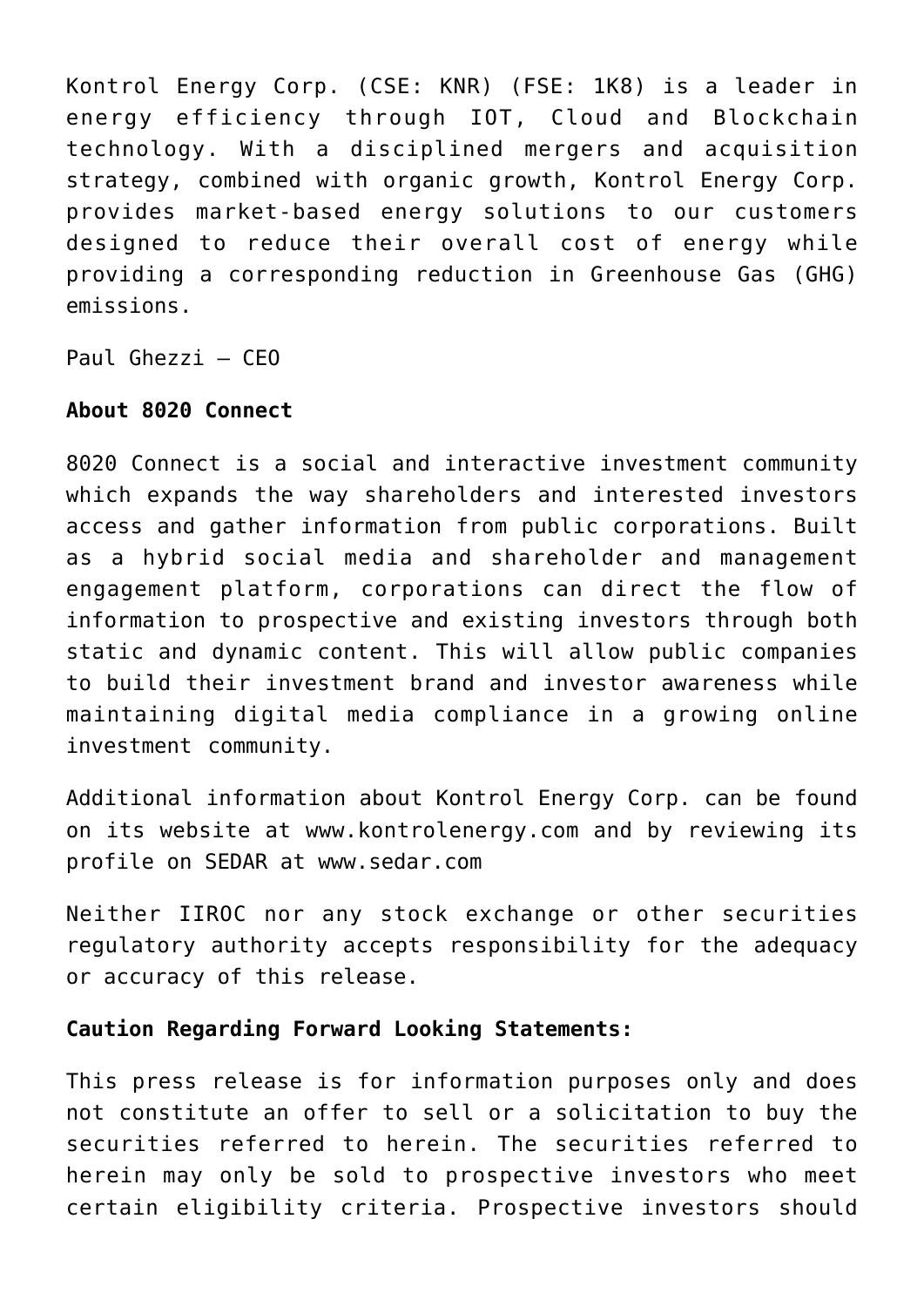Kontrol Energy Corp. (CSE: KNR) (FSE: 1K8) is a leader in energy efficiency through IOT, Cloud and Blockchain technology. With a disciplined mergers and acquisition strategy, combined with organic growth, Kontrol Energy Corp. provides market-based energy solutions to our customers designed to reduce their overall cost of energy while providing a corresponding reduction in Greenhouse Gas (GHG) emissions.

Paul Ghezzi – CEO

**About 8020 Connect**

8020 Connect is a social and interactive investment community which expands the way shareholders and interested investors access and gather information from public corporations. Built as a hybrid social media and shareholder and management engagement platform, corporations can direct the flow of information to prospective and existing investors through both static and dynamic content. This will allow public companies to build their investment brand and investor awareness while maintaining digital media compliance in a growing online investment community.

Additional information about Kontrol Energy Corp. can be found on its website at www.kontrolenergy.com and by reviewing its profile on SEDAR at www.sedar.com

Neither IIROC nor any stock exchange or other securities regulatory authority accepts responsibility for the adequacy or accuracy of this release.

**Caution Regarding Forward Looking Statements:**

This press release is for information purposes only and does not constitute an offer to sell or a solicitation to buy the securities referred to herein. The securities referred to herein may only be sold to prospective investors who meet certain eligibility criteria. Prospective investors should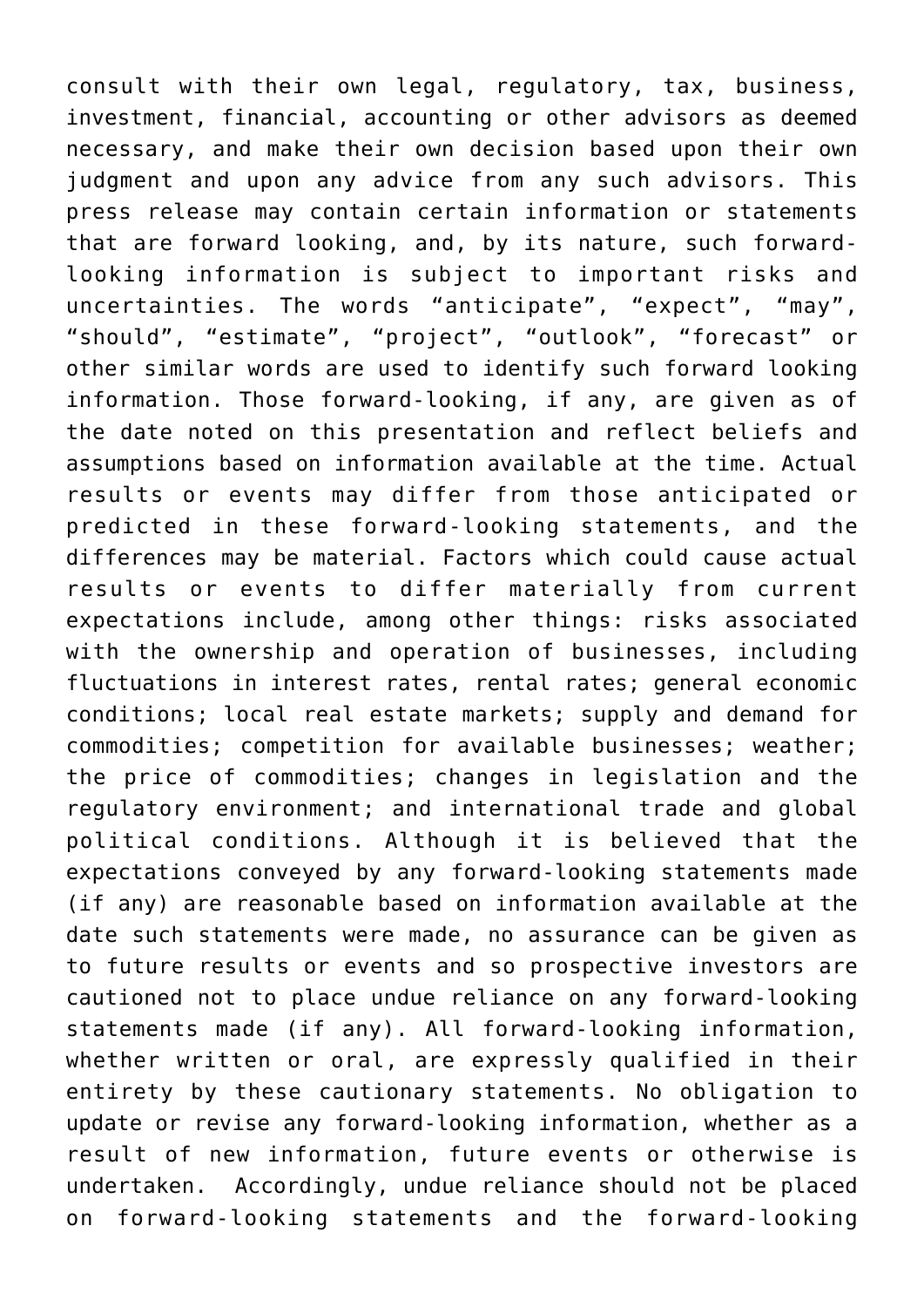consult with their own legal, regulatory, tax, business, investment, financial, accounting or other advisors as deemed necessary, and make their own decision based upon their own judgment and upon any advice from any such advisors. This press release may contain certain information or statements that are forward looking, and, by its nature, such forward-looking information is subject to important risks and uncertainties. The words “anticipate”, “expect”, “may”, “should”, “estimate”, “project”, “outlook”, “forecast” or other similar words are used to identify such forward looking information. Those forward-looking, if any, are given as of the date noted on this presentation and reflect beliefs and assumptions based on information available at the time. Actual results or events may differ from those anticipated or predicted in these forward-looking statements, and the differences may be material. Factors which could cause actual results or events to differ materially from current expectations include, among other things: risks associated with the ownership and operation of businesses, including fluctuations in interest rates, rental rates; general economic conditions; local real estate markets; supply and demand for commodities; competition for available businesses; weather; the price of commodities; changes in legislation and the regulatory environment; and international trade and global political conditions. Although it is believed that the expectations conveyed by any forward-looking statements made (if any) are reasonable based on information available at the date such statements were made, no assurance can be given as to future results or events and so prospective investors are cautioned not to place undue reliance on any forward-looking statements made (if any). All forward-looking information, whether written or oral, are expressly qualified in their entirety by these cautionary statements. No obligation to update or revise any forward-looking information, whether as a result of new information, future events or otherwise is undertaken. Accordingly, undue reliance should not be placed on forward-looking statements and the forward-looking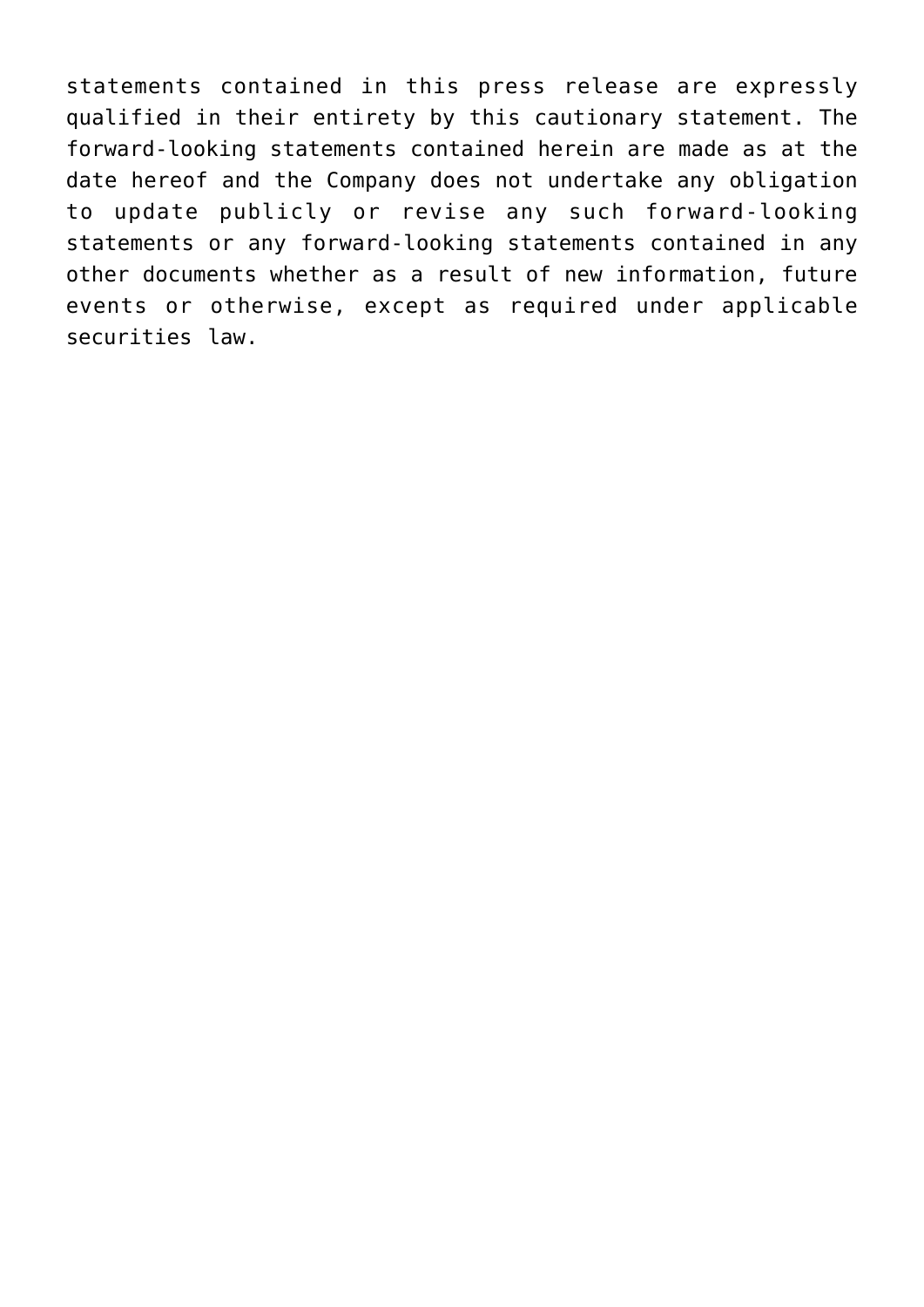statements contained in this press release are expressly qualified in their entirety by this cautionary statement. The forward-looking statements contained herein are made as at the date hereof and the Company does not undertake any obligation to update publicly or revise any such forward-looking statements or any forward-looking statements contained in any other documents whether as a result of new information, future events or otherwise, except as required under applicable securities law.